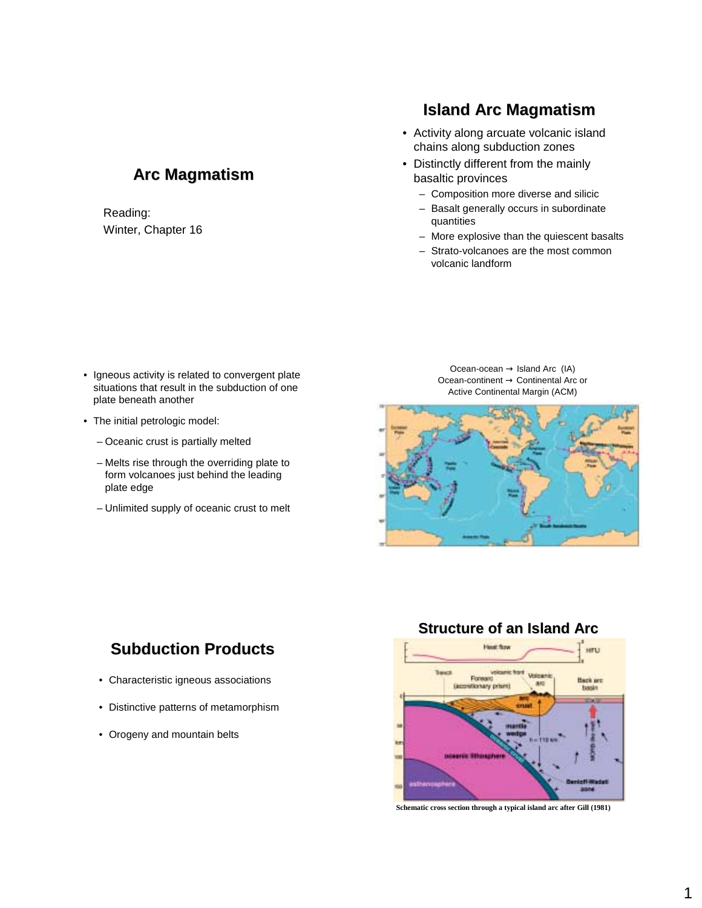# Arc Magmatism

Reading:
Winter, Chapter 16

## Island Arc Magmatism

- Activity along arcuate volcanic island chains along subduction zones
- Distinctly different from the mainly basaltic provinces
  - Composition more diverse and silicic
  - Basalt generally occurs in subordinate quantities
  - More explosive than the quiescent basalts
  - Strato-volcanoes are the most common volcanic landform

---

- Igneous activity is related to convergent plate situations that result in the subduction of one plate beneath another
- The initial petrologic model:
  - Oceanic crust is partially melted
  - Melts rise through the overriding plate to form volcanoes just behind the leading plate edge
  - Unlimited supply of oceanic crust to melt

Ocean-ocean → Island Arc (IA)
Ocean-continent → Continental Arc or Active Continental Margin (ACM)

---

## Subduction Products

- Characteristic igneous associations
- Distinctive patterns of metamorphism
- Orogeny and mountain belts

## Structure of an Island Arc

Schematic cross section through a typical island arc after Gill (1981)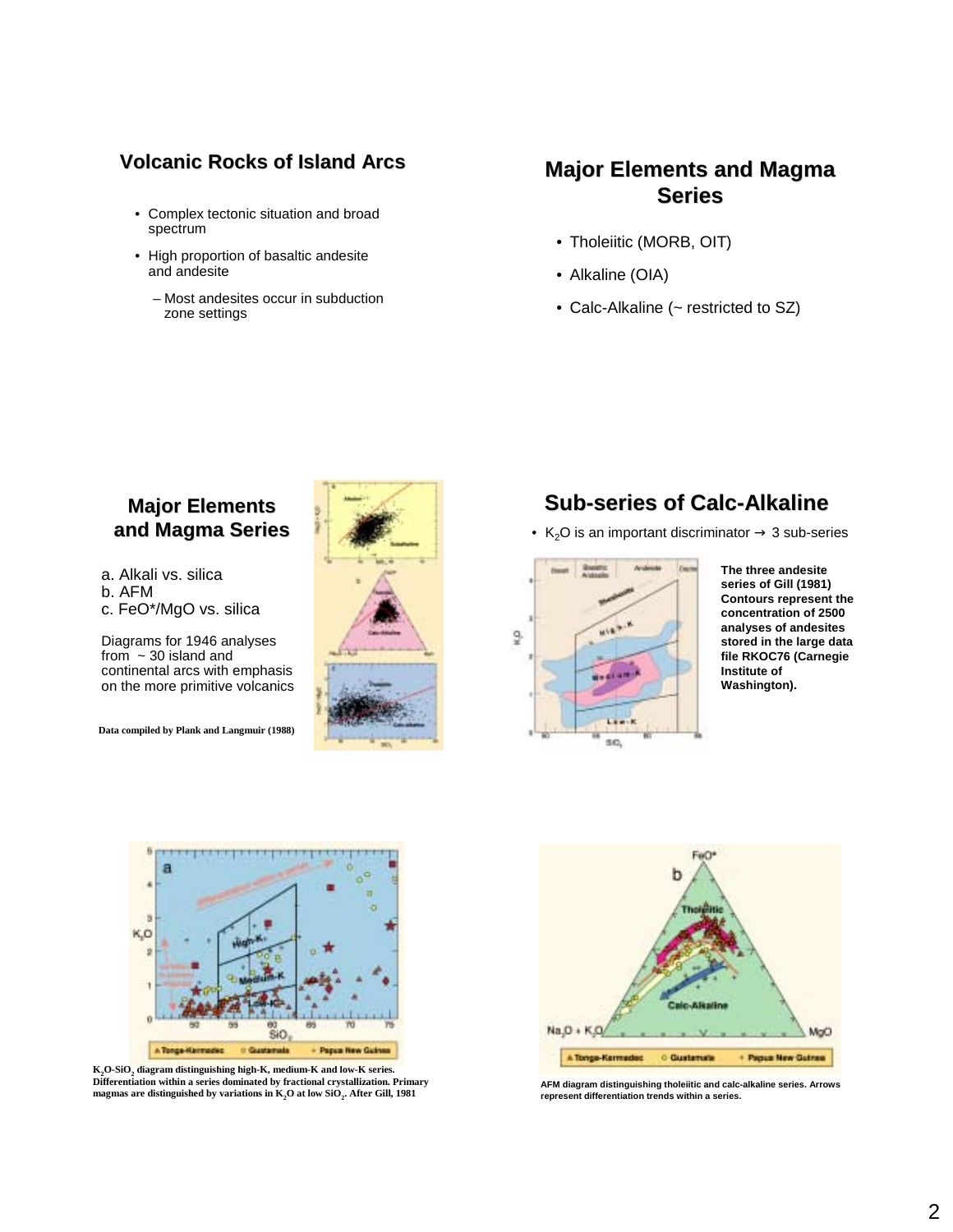## Volcanic Rocks of Island Arcs

- Complex tectonic situation and broad spectrum
- High proportion of basaltic andesite and andesite
  - Most andesites occur in subduction zone settings

## Major Elements and Magma Series

- Tholeiitic (MORB, OIT)
- Alkaline (OIA)
- Calc-Alkaline (~ restricted to SZ)

## Major Elements and Magma Series

a. Alkali vs. silica
b. AFM
c. FeO*/MgO vs. silica

Diagrams for 1946 analyses from ~ 30 island and continental arcs with emphasis on the more primitive volcanics

**Data compiled by Plank and Langmuir (1988)**

## Sub-series of Calc-Alkaline

- $K_2O$ is an important discriminator → 3 sub-series

**The three andesite series of Gill (1981) Contours represent the concentration of 2500 analyses of andesites stored in the large data file RKOC76 (Carnegie Institute of Washington).**

**$K_2O$-$SiO_2$ diagram distinguishing high-K, medium-K and low-K series. Differentiation within a series dominated by fractional crystallization. Primary magmas are distinguished by variations in $K_2O$ at low $SiO_2$. After Gill, 1981**

**AFM diagram distinguishing tholeiitic and calc-alkaline series. Arrows represent differentiation trends within a series.**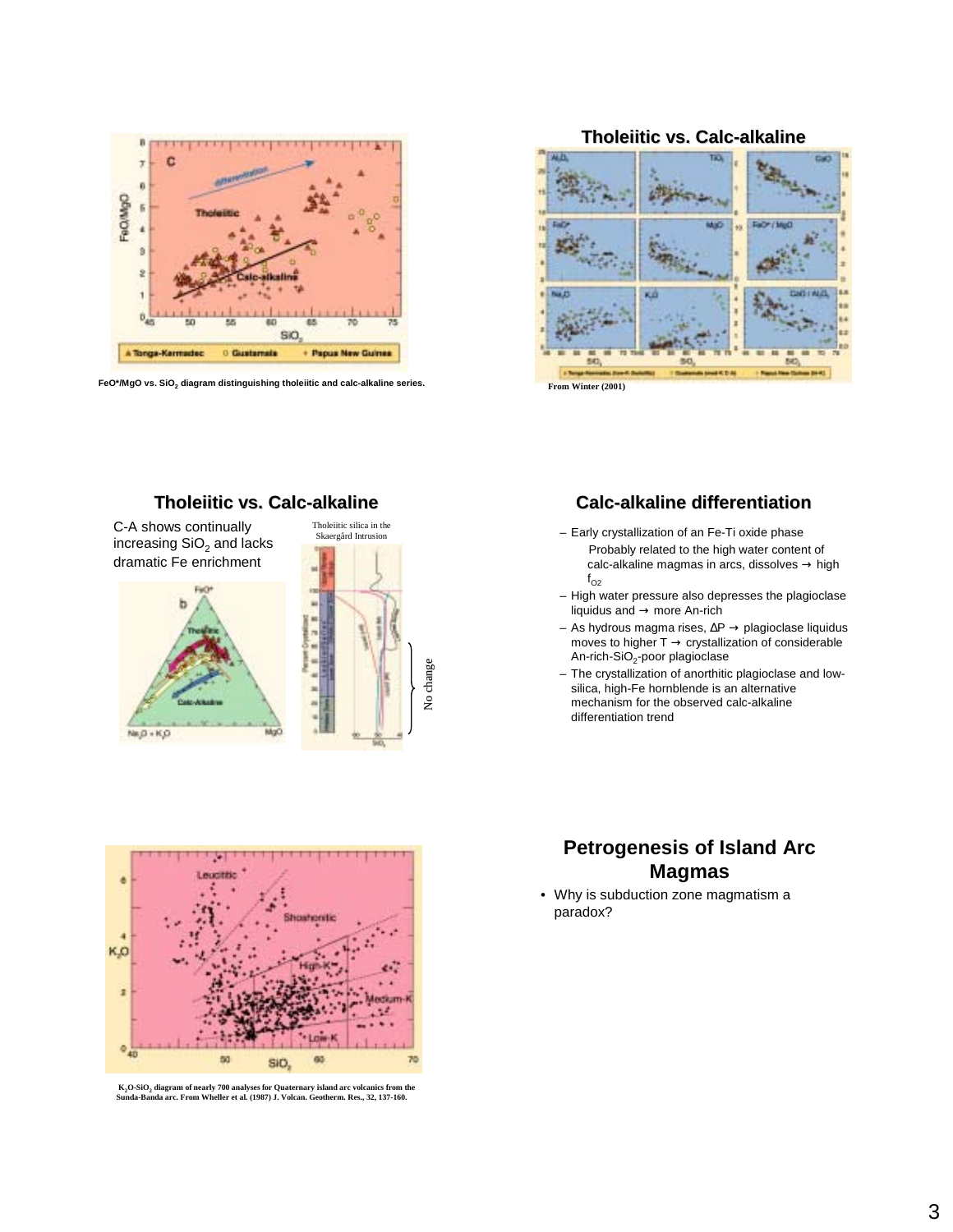FeO*/MgO vs. $SiO_2$ diagram distinguishing tholeiitic and calc-alkaline series.

## Tholeiitic vs. Calc-alkaline

From Winter (2001)

## Tholeiitic vs. Calc-alkaline

C-A shows continually increasing $SiO_2$ and lacks dramatic Fe enrichment

Tholeiitic silica in the Skaergård Intrusion

No change

## Calc-alkaline differentiation

- Early crystallization of an Fe-Ti oxide phase
  - Probably related to the high water content of calc-alkaline magmas in arcs, dissolves → high $f_{O_2}$
- High water pressure also depresses the plagioclase liquidus and → more An-rich
- As hydrous magma rises, $\Delta P$ → plagioclase liquidus moves to higher T → crystallization of considerable An-rich-$SiO_2$-poor plagioclase
- The crystallization of anorthitic plagioclase and low-silica, high-Fe hornblende is an alternative mechanism for the observed calc-alkaline differentiation trend

$K_2O$-$SiO_2$ diagram of nearly 700 analyses for Quaternary island arc volcanics from the Sunda-Banda arc. From Wheller et al. (1987) J. Volcan. Geotherm. Res., 32, 137-160.

## Petrogenesis of Island Arc Magmas

- Why is subduction zone magmatism a paradox?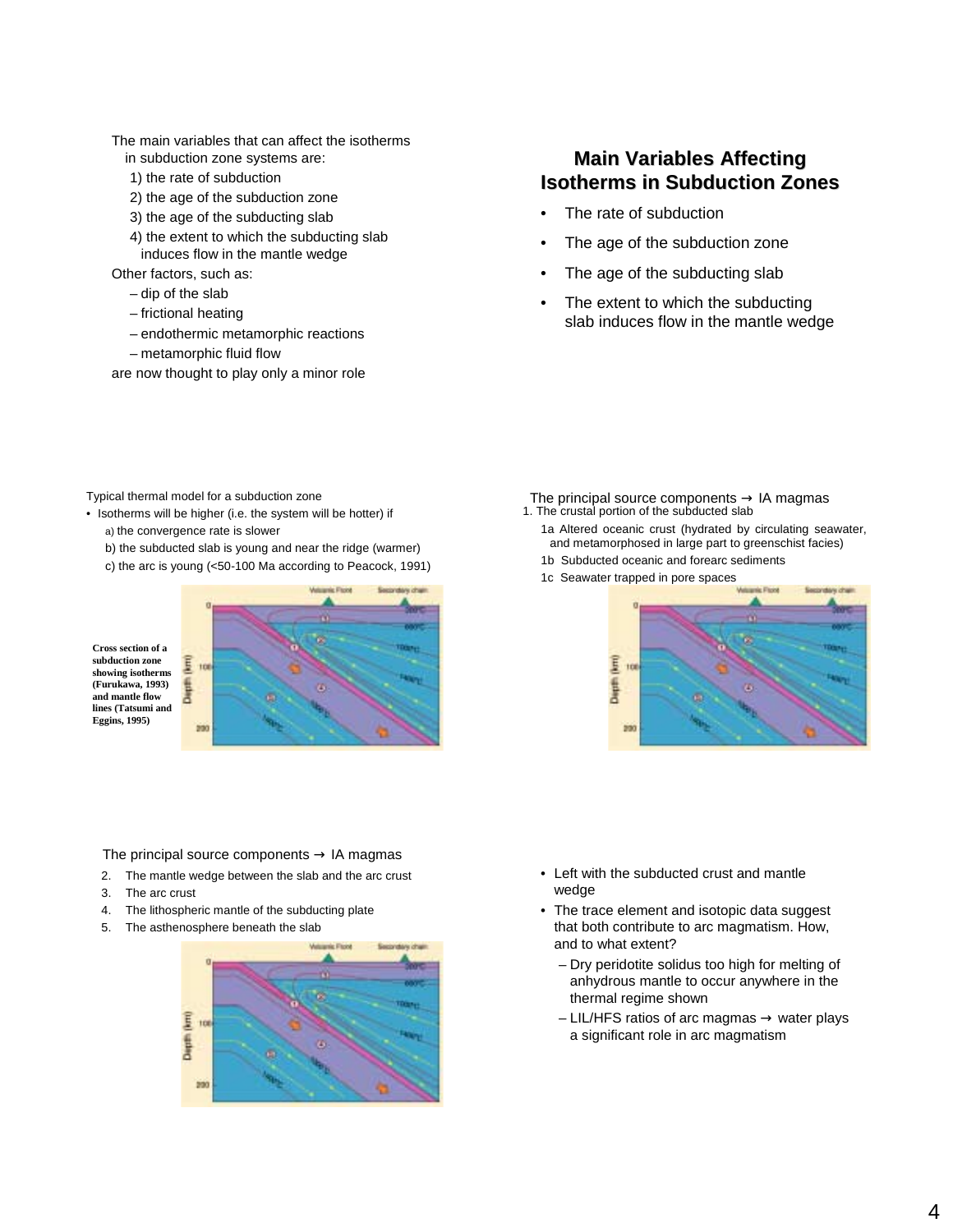The main variables that can affect the isotherms in subduction zone systems are:

1) the rate of subduction
2) the age of the subduction zone
3) the age of the subducting slab
4) the extent to which the subducting slab induces flow in the mantle wedge

Other factors, such as:

- dip of the slab
- frictional heating
- endothermic metamorphic reactions
- metamorphic fluid flow

are now thought to play only a minor role

## Main Variables Affecting Isotherms in Subduction Zones

- The rate of subduction
- The age of the subduction zone
- The age of the subducting slab
- The extent to which the subducting slab induces flow in the mantle wedge

Typical thermal model for a subduction zone

- Isotherms will be higher (i.e. the system will be hotter) if
  - a) the convergence rate is slower
  - b) the subducted slab is young and near the ridge (warmer)
  - c) the arc is young (<50-100 Ma according to Peacock, 1991)

**Cross section of a subduction zone showing isotherms (Furukawa, 1993) and mantle flow lines (Tatsumi and Eggins, 1995)**

The principal source components → IA magmas

1. The crustal portion of the subducted slab
   - 1a Altered oceanic crust (hydrated by circulating seawater, and metamorphosed in large part to greenschist facies)
   - 1b Subducted oceanic and forearc sediments
   - 1c Seawater trapped in pore spaces

The principal source components → IA magmas

2. The mantle wedge between the slab and the arc crust
3. The arc crust
4. The lithospheric mantle of the subducting plate
5. The asthenosphere beneath the slab

- Left with the subducted crust and mantle wedge
- The trace element and isotopic data suggest that both contribute to arc magmatism. How, and to what extent?
  - Dry peridotite solidus too high for melting of anhydrous mantle to occur anywhere in the thermal regime shown
  - LIL/HFS ratios of arc magmas → water plays a significant role in arc magmatism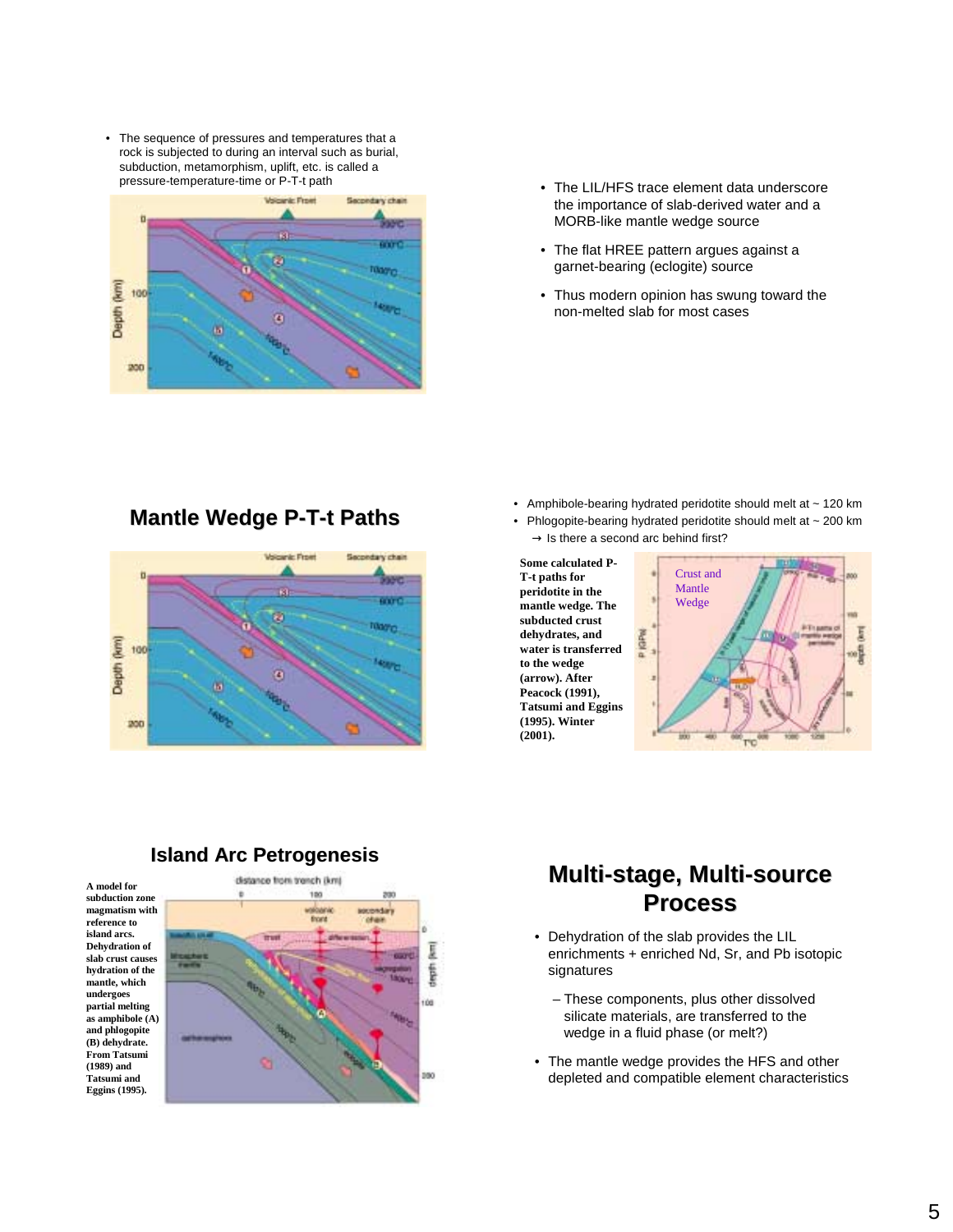- The sequence of pressures and temperatures that a rock is subjected to during an interval such as burial, subduction, metamorphism, uplift, etc. is called a pressure-temperature-time or P-T-t path

- The LIL/HFS trace element data underscore the importance of slab-derived water and a MORB-like mantle wedge source
- The flat HREE pattern argues against a garnet-bearing (eclogite) source
- Thus modern opinion has swung toward the non-melted slab for most cases

## Mantle Wedge P-T-t Paths

- Amphibole-bearing hydrated peridotite should melt at ~ 120 km
- Phlogopite-bearing hydrated peridotite should melt at ~ 200 km
  → Is there a second arc behind first?

**Some calculated P-T-t paths for peridotite in the mantle wedge. The subducted crust dehydrates, and water is transferred to the wedge (arrow). After Peacock (1991), Tatsumi and Eggins (1995). Winter (2001).**

## Island Arc Petrogenesis

**A model for subduction zone magmatism with reference to island arcs. Dehydration of slab crust causes hydration of the mantle, which undergoes partial melting as amphibole (A) and phlogopite (B) dehydrate. From Tatsumi (1989) and Tatsumi and Eggins (1995).**

## Multi-stage, Multi-source Process

- Dehydration of the slab provides the LIL enrichments + enriched Nd, Sr, and Pb isotopic signatures
  - These components, plus other dissolved silicate materials, are transferred to the wedge in a fluid phase (or melt?)
- The mantle wedge provides the HFS and other depleted and compatible element characteristics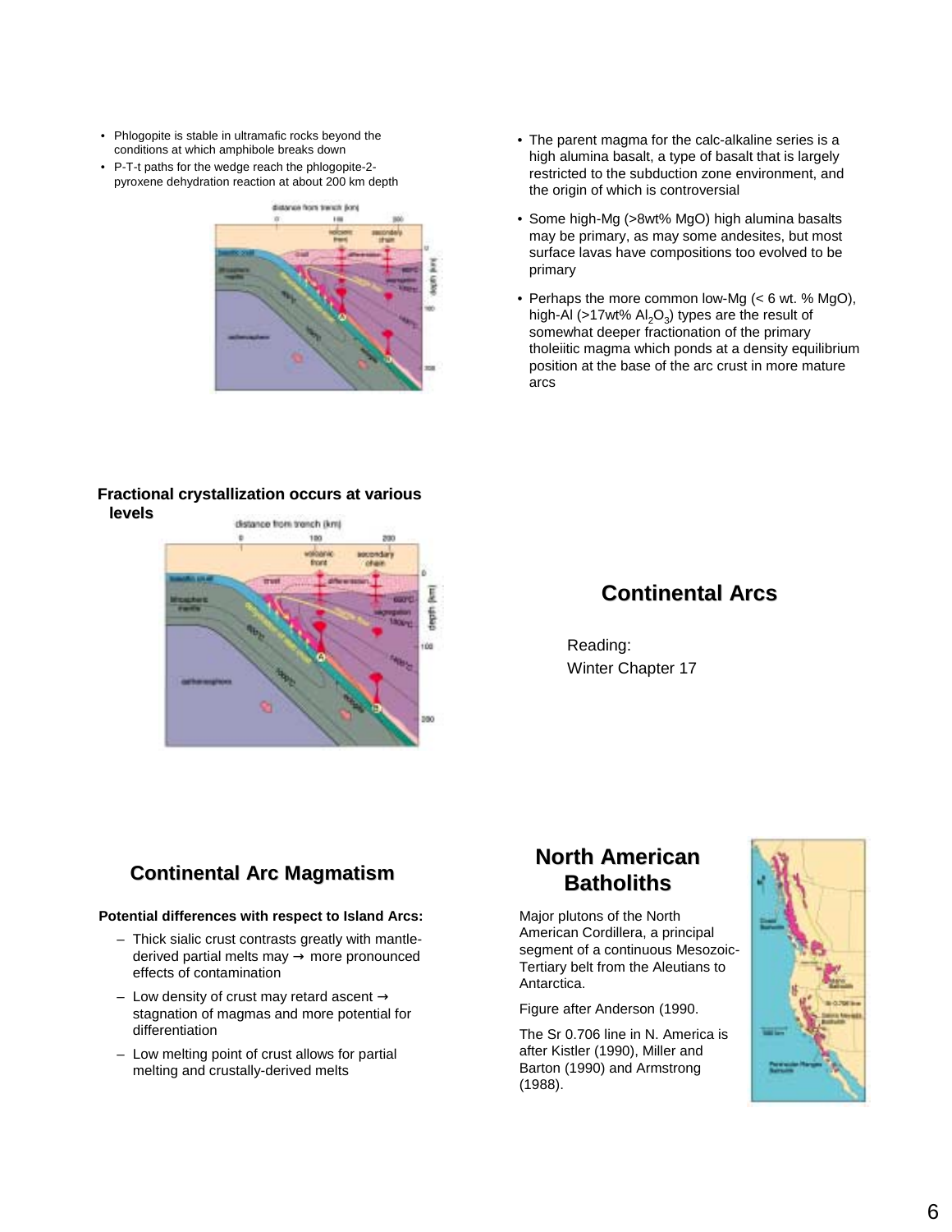- Phlogopite is stable in ultramafic rocks beyond the conditions at which amphibole breaks down
- P-T-t paths for the wedge reach the phlogopite-2-pyroxene dehydration reaction at about 200 km depth

- The parent magma for the calc-alkaline series is a high alumina basalt, a type of basalt that is largely restricted to the subduction zone environment, and the origin of which is controversial
- Some high-Mg (>8wt% MgO) high alumina basalts may be primary, as may some andesites, but most surface lavas have compositions too evolved to be primary
- Perhaps the more common low-Mg (< 6 wt. % MgO), high-Al (>17wt% $Al_2O_3$) types are the result of somewhat deeper fractionation of the primary tholeiitic magma which ponds at a density equilibrium position at the base of the arc crust in more mature arcs

**Fractional crystallization occurs at various levels**

## Continental Arcs

Reading:
Winter Chapter 17

## Continental Arc Magmatism

**Potential differences with respect to Island Arcs:**

- Thick sialic crust contrasts greatly with mantle-derived partial melts may → more pronounced effects of contamination
- Low density of crust may retard ascent → stagnation of magmas and more potential for differentiation
- Low melting point of crust allows for partial melting and crustally-derived melts

## North American Batholiths

Major plutons of the North American Cordillera, a principal segment of a continuous Mesozoic-Tertiary belt from the Aleutians to Antarctica.

Figure after Anderson (1990.

The Sr 0.706 line in N. America is after Kistler (1990), Miller and Barton (1990) and Armstrong (1988).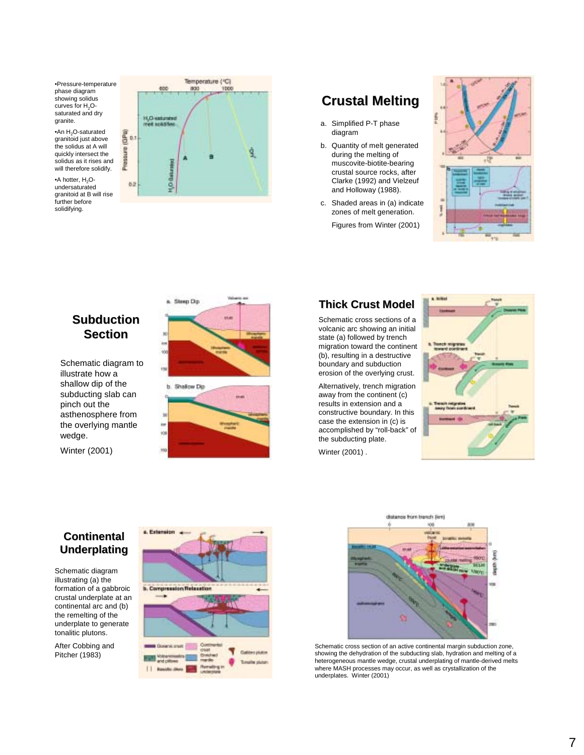- Pressure-temperature phase diagram showing solidus curves for $H_2O$-saturated and dry granite.
- An $H_2O$-saturated granitoid just above the solidus at A will quickly intersect the solidus as it rises and will therefore solidify.
- A hotter, $H_2O$-undersaturated granitoid at B will rise further before solidifying.

## Crustal Melting

a. Simplified P-T phase diagram

b. Quantity of melt generated during the melting of muscovite-biotite-bearing crustal source rocks, after Clarke (1992) and Vielzeuf and Holloway (1988).

c. Shaded areas in (a) indicate zones of melt generation.

Figures from Winter (2001)

## Subduction Section

Schematic diagram to illustrate how a shallow dip of the subducting slab can pinch out the asthenosphere from the overlying mantle wedge.

Winter (2001)

## Thick Crust Model

Schematic cross sections of a volcanic arc showing an initial state (a) followed by trench migration toward the continent (b), resulting in a destructive boundary and subduction erosion of the overlying crust.

Alternatively, trench migration away from the continent (c) results in extension and a constructive boundary. In this case the extension in (c) is accomplished by "roll-back" of the subducting plate.

Winter (2001) .

## Continental Underplating

Schematic diagram illustrating (a) the formation of a gabbroic crustal underplate at an continental arc and (b) the remelting of the underplate to generate tonalitic plutons.

After Cobbing and Pitcher (1983)

Schematic cross section of an active continental margin subduction zone, showing the dehydration of the subducting slab, hydration and melting of a heterogeneous mantle wedge, crustal underplating of mantle-derived melts where MASH processes may occur, as well as crystallization of the underplates. Winter (2001)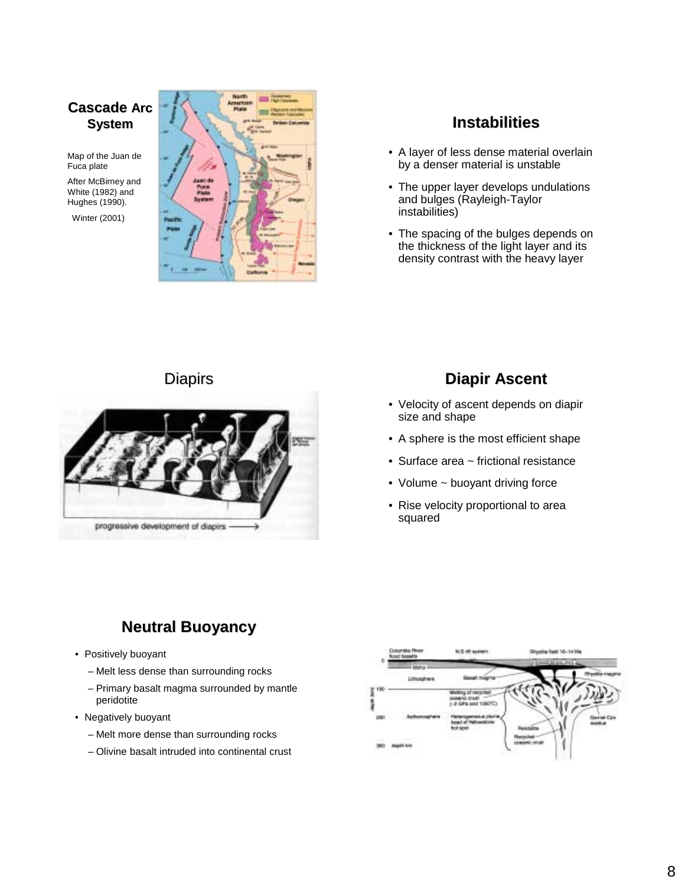## Cascade Arc System

Map of the Juan de Fuca plate

After McBirney and White (1982) and Hughes (1990).

Winter (2001)

## Instabilities

- A layer of less dense material overlain by a denser material is unstable
- The upper layer develops undulations and bulges (Rayleigh-Taylor instabilities)
- The spacing of the bulges depends on the thickness of the light layer and its density contrast with the heavy layer

## Diapirs

## Diapir Ascent

- Velocity of ascent depends on diapir size and shape
- A sphere is the most efficient shape
- Surface area ~ frictional resistance
- Volume ~ buoyant driving force
- Rise velocity proportional to area squared

## Neutral Buoyancy

- Positively buoyant
  - Melt less dense than surrounding rocks
  - Primary basalt magma surrounded by mantle peridotite
- Negatively buoyant
  - Melt more dense than surrounding rocks
  - Olivine basalt intruded into continental crust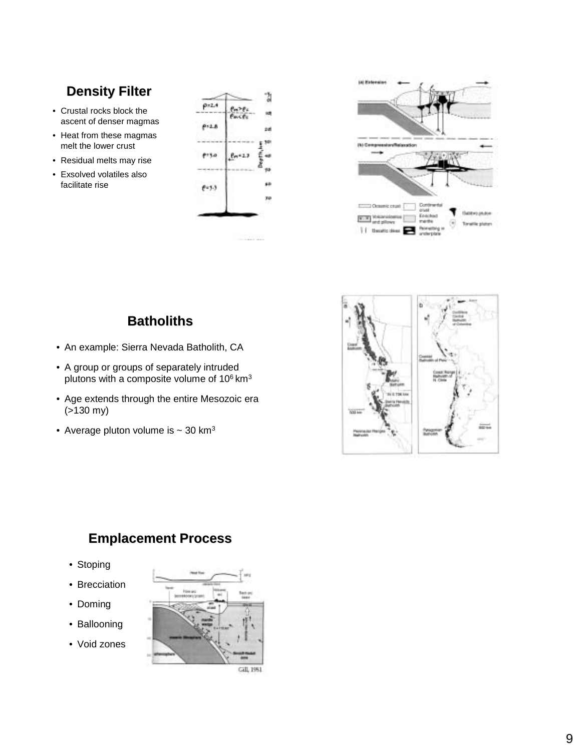## Density Filter

- Crustal rocks block the ascent of denser magmas
- Heat from these magmas melt the lower crust
- Residual melts may rise
- Exsolved volatiles also facilitate rise

## Batholiths

- An example: Sierra Nevada Batholith, CA
- A group or groups of separately intruded plutons with a composite volume of $10^6$ km$^3$
- Age extends through the entire Mesozoic era (>130 my)
- Average pluton volume is ~ 30 km$^3$

## Emplacement Process

- Stoping
- Brecciation
- Doming
- Ballooning
- Void zones

Gill, 1981